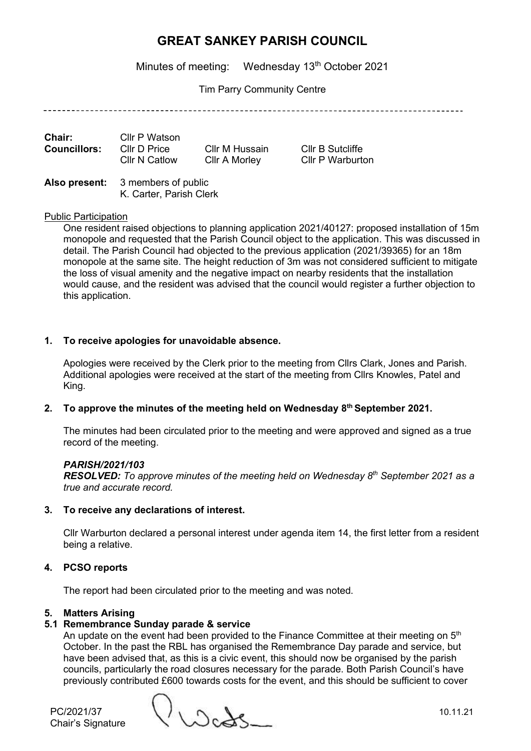# GREAT SANKEY PARISH COUNCIL

Minutes of meeting: Wednesday 13th October 2021

Tim Parry Community Centre

---

| | | | |
|---|---|---|---|
| **Chair:** | Cllr P Watson | | |
| **Councillors:** | Cllr D Price | Cllr M Hussain | Cllr B Sutcliffe |
| | Cllr N Catlow | Cllr A Morley | Cllr P Warburton |

**Also present:** 3 members of public
K. Carter, Parish Clerk

Public Participation

One resident raised objections to planning application 2021/40127: proposed installation of 15m monopole and requested that the Parish Council object to the application. This was discussed in detail. The Parish Council had objected to the previous application (2021/39365) for an 18m monopole at the same site. The height reduction of 3m was not considered sufficient to mitigate the loss of visual amenity and the negative impact on nearby residents that the installation would cause, and the resident was advised that the council would register a further objection to this application.

**1. To receive apologies for unavoidable absence.**

Apologies were received by the Clerk prior to the meeting from Cllrs Clark, Jones and Parish. Additional apologies were received at the start of the meeting from Cllrs Knowles, Patel and King.

**2. To approve the minutes of the meeting held on Wednesday 8th September 2021.**

The minutes had been circulated prior to the meeting and were approved and signed as a true record of the meeting.

***PARISH/2021/103***
***RESOLVED:*** *To approve minutes of the meeting held on Wednesday 8th September 2021 as a true and accurate record.*

**3. To receive any declarations of interest.**

Cllr Warburton declared a personal interest under agenda item 14, the first letter from a resident being a relative.

**4. PCSO reports**

The report had been circulated prior to the meeting and was noted.

**5. Matters Arising**

**5.1 Remembrance Sunday parade & service**

An update on the event had been provided to the Finance Committee at their meeting on 5th October. In the past the RBL has organised the Remembrance Day parade and service, but have been advised that, as this is a civic event, this should now be organised by the parish councils, particularly the road closures necessary for the parade. Both Parish Council's have previously contributed £600 towards costs for the event, and this should be sufficient to cover

PC/2021/37
Chair's Signature 10.11.21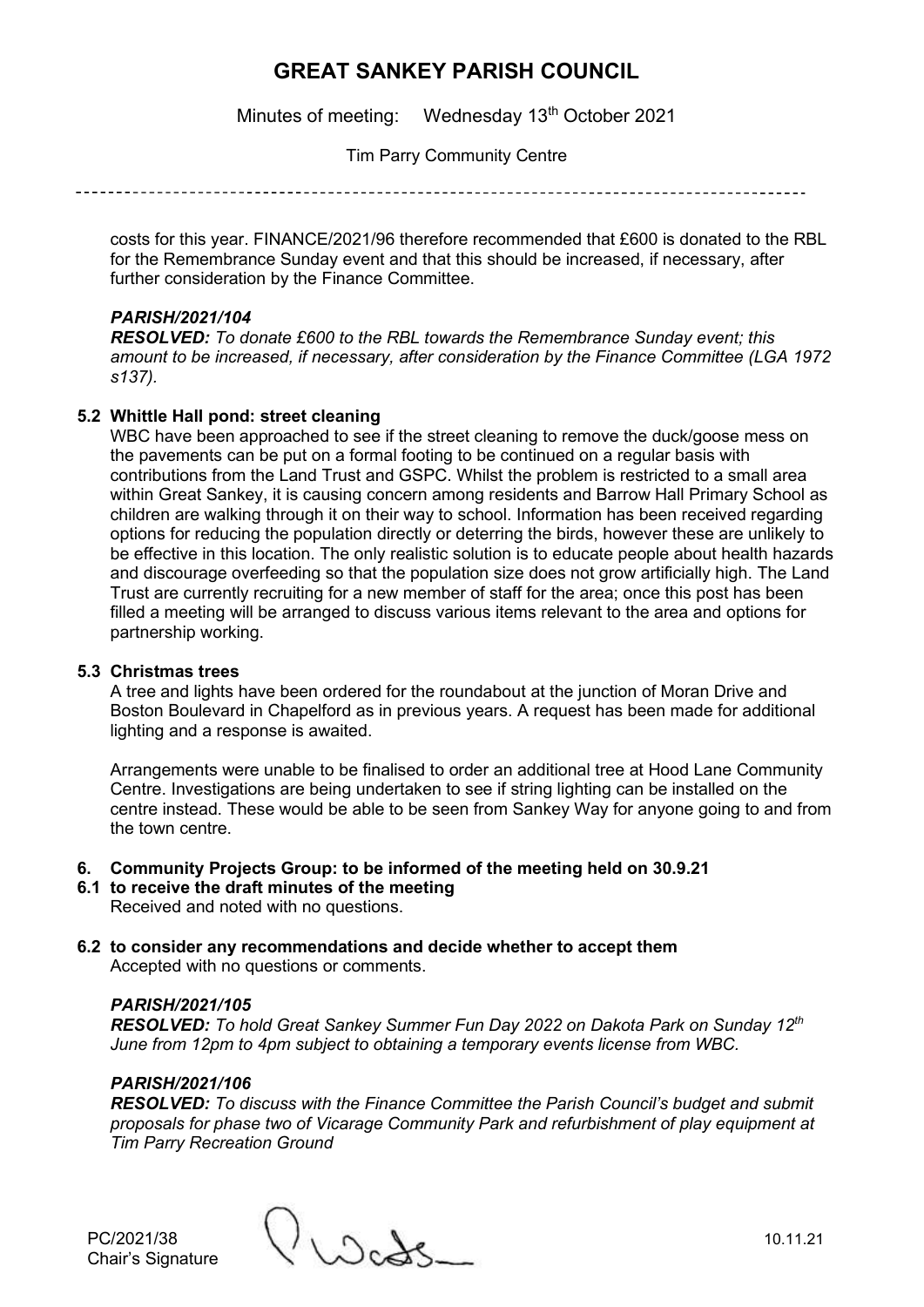costs for this year. FINANCE/2021/96 therefore recommended that £600 is donated to the RBL for the Remembrance Sunday event and that this should be increased, if necessary, after further consideration by the Finance Committee.

***PARISH/2021/104***

***RESOLVED:*** *To donate £600 to the RBL towards the Remembrance Sunday event; this amount to be increased, if necessary, after consideration by the Finance Committee (LGA 1972 s137).*

**5.2 Whittle Hall pond: street cleaning**

WBC have been approached to see if the street cleaning to remove the duck/goose mess on the pavements can be put on a formal footing to be continued on a regular basis with contributions from the Land Trust and GSPC. Whilst the problem is restricted to a small area within Great Sankey, it is causing concern among residents and Barrow Hall Primary School as children are walking through it on their way to school. Information has been received regarding options for reducing the population directly or deterring the birds, however these are unlikely to be effective in this location. The only realistic solution is to educate people about health hazards and discourage overfeeding so that the population size does not grow artificially high. The Land Trust are currently recruiting for a new member of staff for the area; once this post has been filled a meeting will be arranged to discuss various items relevant to the area and options for partnership working.

**5.3 Christmas trees**

A tree and lights have been ordered for the roundabout at the junction of Moran Drive and Boston Boulevard in Chapelford as in previous years. A request has been made for additional lighting and a response is awaited.

Arrangements were unable to be finalised to order an additional tree at Hood Lane Community Centre. Investigations are being undertaken to see if string lighting can be installed on the centre instead. These would be able to be seen from Sankey Way for anyone going to and from the town centre.

**6. Community Projects Group: to be informed of the meeting held on 30.9.21**

**6.1 to receive the draft minutes of the meeting**

Received and noted with no questions.

**6.2 to consider any recommendations and decide whether to accept them**

Accepted with no questions or comments.

***PARISH/2021/105***

***RESOLVED:*** *To hold Great Sankey Summer Fun Day 2022 on Dakota Park on Sunday 12th June from 12pm to 4pm subject to obtaining a temporary events license from WBC.*

***PARISH/2021/106***

***RESOLVED:*** *To discuss with the Finance Committee the Parish Council's budget and submit proposals for phase two of Vicarage Community Park and refurbishment of play equipment at Tim Parry Recreation Ground*

PC/2021/38
Chair's Signature

10.11.21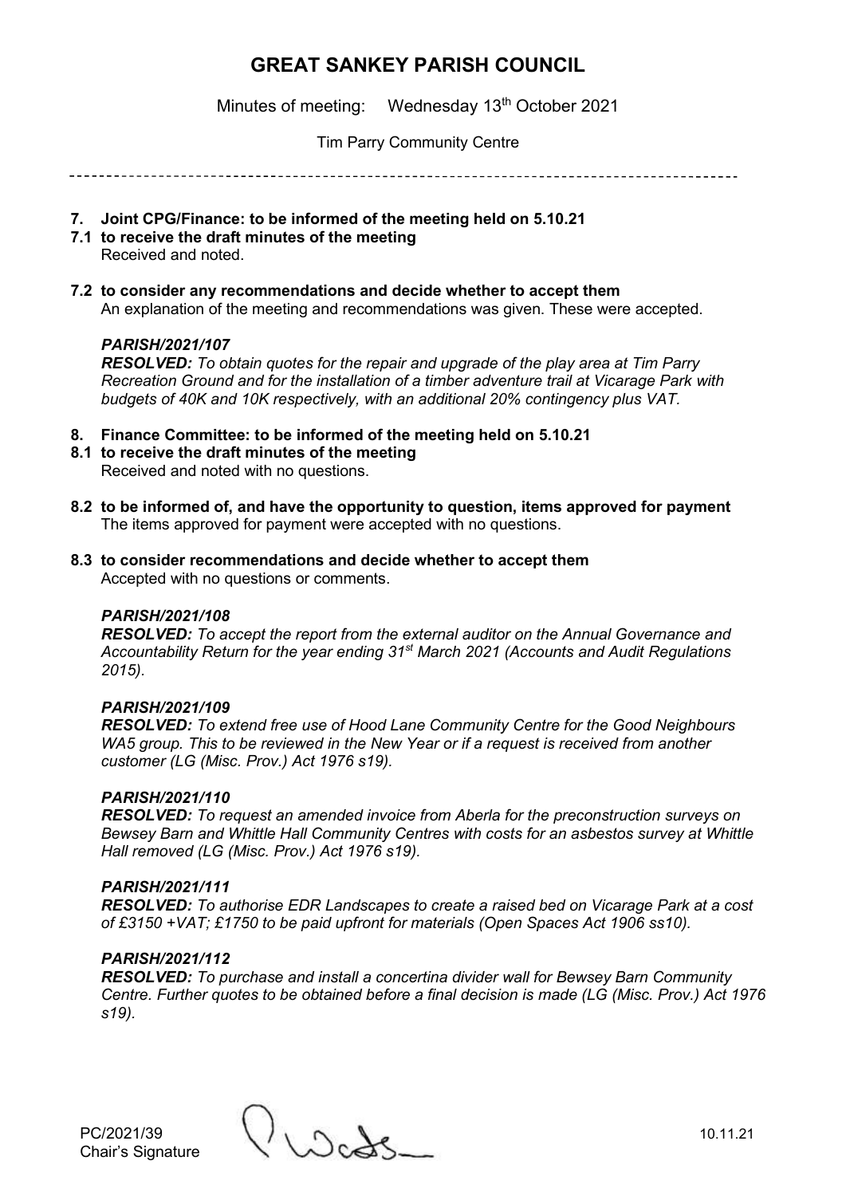# GREAT SANKEY PARISH COUNCIL

Minutes of meeting: Wednesday 13th October 2021

Tim Parry Community Centre

---

**7. Joint CPG/Finance: to be informed of the meeting held on 5.10.21**

**7.1 to receive the draft minutes of the meeting**

Received and noted.

**7.2 to consider any recommendations and decide whether to accept them**

An explanation of the meeting and recommendations was given. These were accepted.

***PARISH/2021/107***

***RESOLVED:*** *To obtain quotes for the repair and upgrade of the play area at Tim Parry Recreation Ground and for the installation of a timber adventure trail at Vicarage Park with budgets of 40K and 10K respectively, with an additional 20% contingency plus VAT.*

**8. Finance Committee: to be informed of the meeting held on 5.10.21**

**8.1 to receive the draft minutes of the meeting**

Received and noted with no questions.

**8.2 to be informed of, and have the opportunity to question, items approved for payment**

The items approved for payment were accepted with no questions.

**8.3 to consider recommendations and decide whether to accept them**

Accepted with no questions or comments.

***PARISH/2021/108***

***RESOLVED:*** *To accept the report from the external auditor on the Annual Governance and Accountability Return for the year ending 31st March 2021 (Accounts and Audit Regulations 2015).*

***PARISH/2021/109***

***RESOLVED:*** *To extend free use of Hood Lane Community Centre for the Good Neighbours WA5 group. This to be reviewed in the New Year or if a request is received from another customer (LG (Misc. Prov.) Act 1976 s19).*

***PARISH/2021/110***

***RESOLVED:*** *To request an amended invoice from Aberla for the preconstruction surveys on Bewsey Barn and Whittle Hall Community Centres with costs for an asbestos survey at Whittle Hall removed (LG (Misc. Prov.) Act 1976 s19).*

***PARISH/2021/111***

***RESOLVED:*** *To authorise EDR Landscapes to create a raised bed on Vicarage Park at a cost of £3150 +VAT; £1750 to be paid upfront for materials (Open Spaces Act 1906 ss10).*

***PARISH/2021/112***

***RESOLVED:*** *To purchase and install a concertina divider wall for Bewsey Barn Community Centre. Further quotes to be obtained before a final decision is made (LG (Misc. Prov.) Act 1976 s19).*

PC/2021/39
Chair's Signature

10.11.21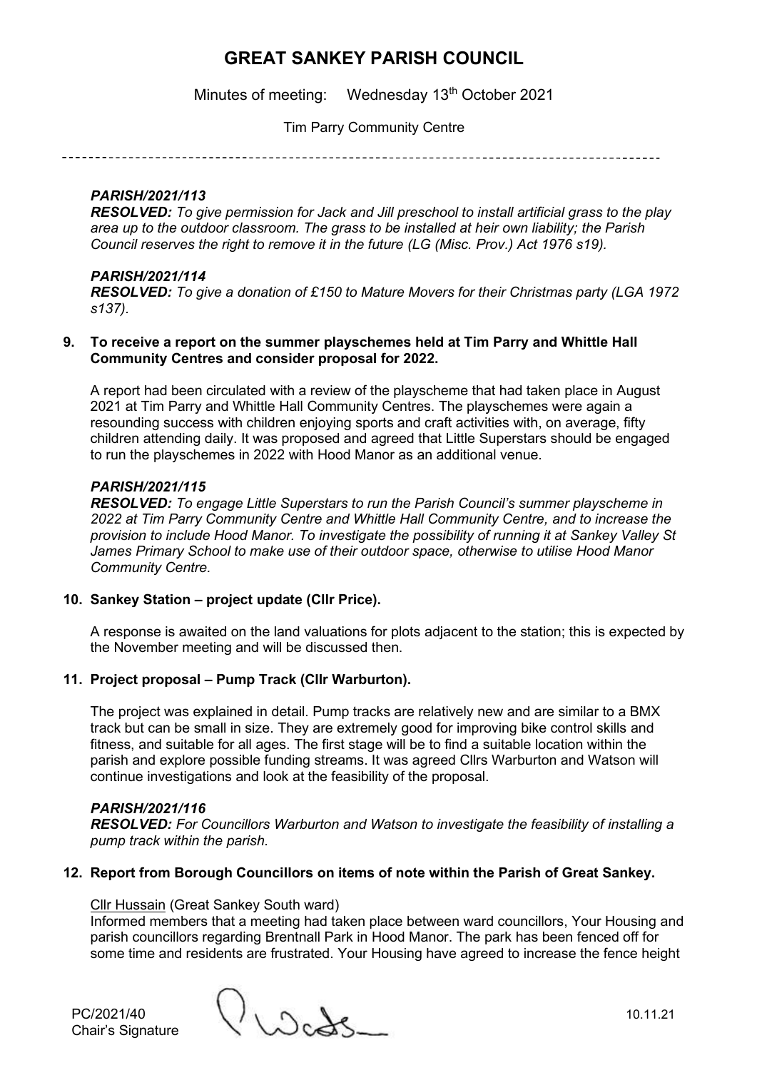# GREAT SANKEY PARISH COUNCIL

Minutes of meeting: Wednesday 13th October 2021

Tim Parry Community Centre

***PARISH/2021/113***
***RESOLVED:*** *To give permission for Jack and Jill preschool to install artificial grass to the play area up to the outdoor classroom. The grass to be installed at heir own liability; the Parish Council reserves the right to remove it in the future (LG (Misc. Prov.) Act 1976 s19).*

***PARISH/2021/114***
***RESOLVED:*** *To give a donation of £150 to Mature Movers for their Christmas party (LGA 1972 s137).*

**9. To receive a report on the summer playschemes held at Tim Parry and Whittle Hall Community Centres and consider proposal for 2022.**

A report had been circulated with a review of the playscheme that had taken place in August 2021 at Tim Parry and Whittle Hall Community Centres. The playschemes were again a resounding success with children enjoying sports and craft activities with, on average, fifty children attending daily. It was proposed and agreed that Little Superstars should be engaged to run the playschemes in 2022 with Hood Manor as an additional venue.

***PARISH/2021/115***
***RESOLVED:*** *To engage Little Superstars to run the Parish Council's summer playscheme in 2022 at Tim Parry Community Centre and Whittle Hall Community Centre, and to increase the provision to include Hood Manor. To investigate the possibility of running it at Sankey Valley St James Primary School to make use of their outdoor space, otherwise to utilise Hood Manor Community Centre.*

**10. Sankey Station – project update (Cllr Price).**

A response is awaited on the land valuations for plots adjacent to the station; this is expected by the November meeting and will be discussed then.

**11. Project proposal – Pump Track (Cllr Warburton).**

The project was explained in detail. Pump tracks are relatively new and are similar to a BMX track but can be small in size. They are extremely good for improving bike control skills and fitness, and suitable for all ages. The first stage will be to find a suitable location within the parish and explore possible funding streams. It was agreed Cllrs Warburton and Watson will continue investigations and look at the feasibility of the proposal.

***PARISH/2021/116***
***RESOLVED:*** *For Councillors Warburton and Watson to investigate the feasibility of installing a pump track within the parish.*

**12. Report from Borough Councillors on items of note within the Parish of Great Sankey.**

Cllr Hussain (Great Sankey South ward)
Informed members that a meeting had taken place between ward councillors, Your Housing and parish councillors regarding Brentnall Park in Hood Manor. The park has been fenced off for some time and residents are frustrated. Your Housing have agreed to increase the fence height

PC/2021/40
Chair's Signature 10.11.21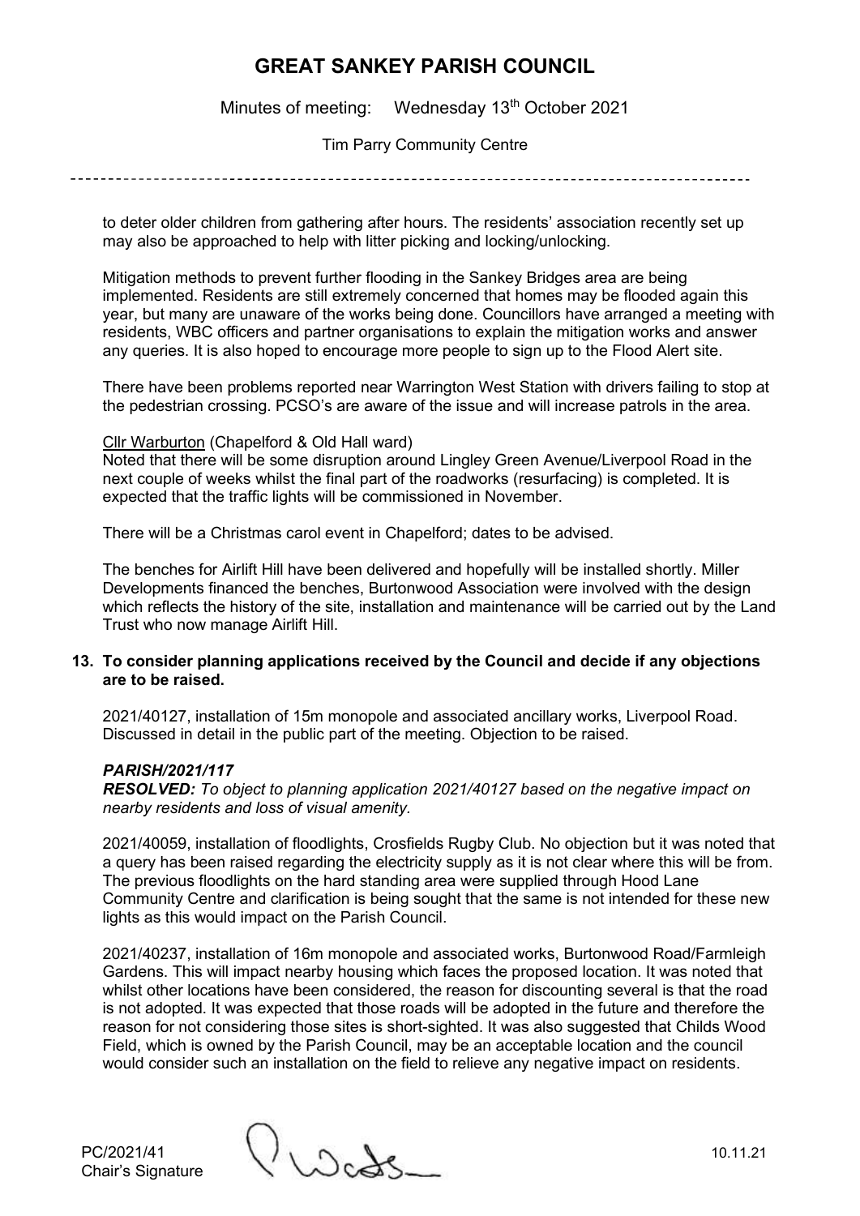to deter older children from gathering after hours. The residents' association recently set up may also be approached to help with litter picking and locking/unlocking.

Mitigation methods to prevent further flooding in the Sankey Bridges area are being implemented. Residents are still extremely concerned that homes may be flooded again this year, but many are unaware of the works being done. Councillors have arranged a meeting with residents, WBC officers and partner organisations to explain the mitigation works and answer any queries. It is also hoped to encourage more people to sign up to the Flood Alert site.

There have been problems reported near Warrington West Station with drivers failing to stop at the pedestrian crossing. PCSO's are aware of the issue and will increase patrols in the area.

Cllr Warburton (Chapelford & Old Hall ward)
Noted that there will be some disruption around Lingley Green Avenue/Liverpool Road in the next couple of weeks whilst the final part of the roadworks (resurfacing) is completed. It is expected that the traffic lights will be commissioned in November.

There will be a Christmas carol event in Chapelford; dates to be advised.

The benches for Airlift Hill have been delivered and hopefully will be installed shortly. Miller Developments financed the benches, Burtonwood Association were involved with the design which reflects the history of the site, installation and maintenance will be carried out by the Land Trust who now manage Airlift Hill.

**13. To consider planning applications received by the Council and decide if any objections are to be raised.**

2021/40127, installation of 15m monopole and associated ancillary works, Liverpool Road. Discussed in detail in the public part of the meeting. Objection to be raised.

***PARISH/2021/117***
***RESOLVED:*** *To object to planning application 2021/40127 based on the negative impact on nearby residents and loss of visual amenity.*

2021/40059, installation of floodlights, Crosfields Rugby Club. No objection but it was noted that a query has been raised regarding the electricity supply as it is not clear where this will be from. The previous floodlights on the hard standing area were supplied through Hood Lane Community Centre and clarification is being sought that the same is not intended for these new lights as this would impact on the Parish Council.

2021/40237, installation of 16m monopole and associated works, Burtonwood Road/Farmleigh Gardens. This will impact nearby housing which faces the proposed location. It was noted that whilst other locations have been considered, the reason for discounting several is that the road is not adopted. It was expected that those roads will be adopted in the future and therefore the reason for not considering those sites is short-sighted. It was also suggested that Childs Wood Field, which is owned by the Parish Council, may be an acceptable location and the council would consider such an installation on the field to relieve any negative impact on residents.

PC/2021/41
Chair's Signature 10.11.21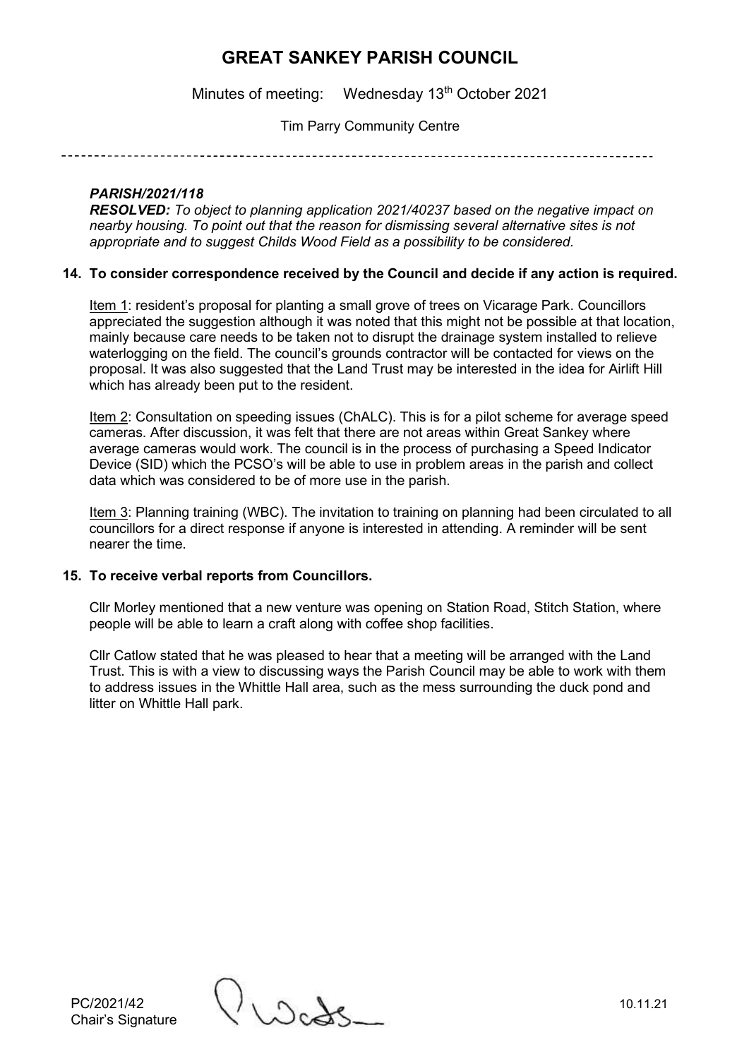*PARISH/2021/118*
***RESOLVED:*** *To object to planning application 2021/40237 based on the negative impact on nearby housing. To point out that the reason for dismissing several alternative sites is not appropriate and to suggest Childs Wood Field as a possibility to be considered.*

**14. To consider correspondence received by the Council and decide if any action is required.**

Item 1: resident's proposal for planting a small grove of trees on Vicarage Park. Councillors appreciated the suggestion although it was noted that this might not be possible at that location, mainly because care needs to be taken not to disrupt the drainage system installed to relieve waterlogging on the field. The council's grounds contractor will be contacted for views on the proposal. It was also suggested that the Land Trust may be interested in the idea for Airlift Hill which has already been put to the resident.

Item 2: Consultation on speeding issues (ChALC). This is for a pilot scheme for average speed cameras. After discussion, it was felt that there are not areas within Great Sankey where average cameras would work. The council is in the process of purchasing a Speed Indicator Device (SID) which the PCSO's will be able to use in problem areas in the parish and collect data which was considered to be of more use in the parish.

Item 3: Planning training (WBC). The invitation to training on planning had been circulated to all councillors for a direct response if anyone is interested in attending. A reminder will be sent nearer the time.

**15. To receive verbal reports from Councillors.**

Cllr Morley mentioned that a new venture was opening on Station Road, Stitch Station, where people will be able to learn a craft along with coffee shop facilities.

Cllr Catlow stated that he was pleased to hear that a meeting will be arranged with the Land Trust. This is with a view to discussing ways the Parish Council may be able to work with them to address issues in the Whittle Hall area, such as the mess surrounding the duck pond and litter on Whittle Hall park.

PC/2021/42
Chair's Signature

10.11.21